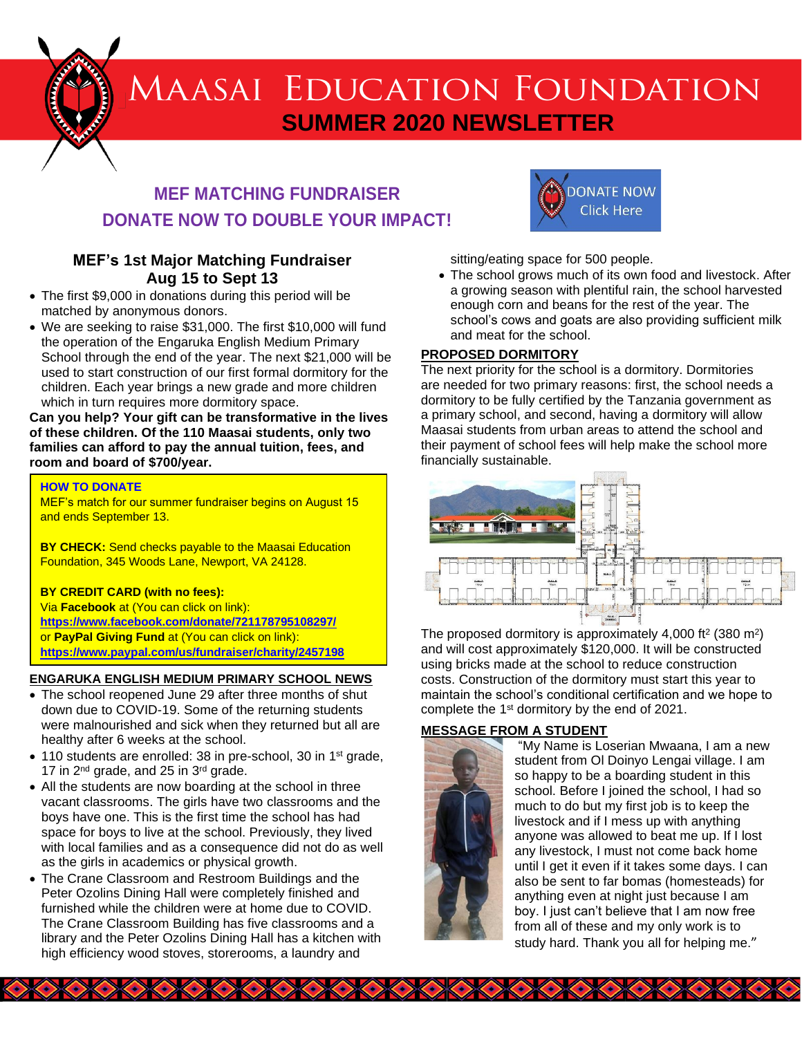# MAASAI EDUCATION FOUNDATION

## SUMMER 2020 NEWSLETTER

## MEF MATCHING FUNDRAISER
## DONATE NOW TO DOUBLE YOUR IMPACT!

DONATE NOW Click Here

### MEF's 1st Major Matching Fundraiser Aug 15 to Sept 13

- The first $9,000 in donations during this period will be matched by anonymous donors.
- We are seeking to raise $31,000. The first $10,000 will fund the operation of the Engaruka English Medium Primary School through the end of the year. The next $21,000 will be used to start construction of our first formal dormitory for the children. Each year brings a new grade and more children which in turn requires more dormitory space.

**Can you help? Your gift can be transformative in the lives of these children. Of the 110 Maasai students, only two families can afford to pay the annual tuition, fees, and room and board of $700/year.**

**HOW TO DONATE**

MEF's match for our summer fundraiser begins on August 15 and ends September 13.

**BY CHECK:** Send checks payable to the Maasai Education Foundation, 345 Woods Lane, Newport, VA 24128.

**BY CREDIT CARD (with no fees):**
Via **Facebook** at (You can click on link):
**https://www.facebook.com/donate/721178795108297/**
or **PayPal Giving Fund** at (You can click on link):
**https://www.paypal.com/us/fundraiser/charity/2457198**

### ENGARUKA ENGLISH MEDIUM PRIMARY SCHOOL NEWS

- The school reopened June 29 after three months of shut down due to COVID-19. Some of the returning students were malnourished and sick when they returned but all are healthy after 6 weeks at the school.
- 110 students are enrolled: 38 in pre-school, 30 in 1st grade, 17 in 2nd grade, and 25 in 3rd grade.
- All the students are now boarding at the school in three vacant classrooms. The girls have two classrooms and the boys have one. This is the first time the school has had space for boys to live at the school. Previously, they lived with local families and as a consequence did not do as well as the girls in academics or physical growth.
- The Crane Classroom and Restroom Buildings and the Peter Ozolins Dining Hall were completely finished and furnished while the children were at home due to COVID. The Crane Classroom Building has five classrooms and a library and the Peter Ozolins Dining Hall has a kitchen with high efficiency wood stoves, storerooms, a laundry and sitting/eating space for 500 people.
- The school grows much of its own food and livestock. After a growing season with plentiful rain, the school harvested enough corn and beans for the rest of the year. The school's cows and goats are also providing sufficient milk and meat for the school.

### PROPOSED DORMITORY

The next priority for the school is a dormitory. Dormitories are needed for two primary reasons: first, the school needs a dormitory to be fully certified by the Tanzania government as a primary school, and second, having a dormitory will allow Maasai students from urban areas to attend the school and their payment of school fees will help make the school more financially sustainable.

The proposed dormitory is approximately 4,000 $ft^2$ (380 $m^2$) and will cost approximately $120,000. It will be constructed using bricks made at the school to reduce construction costs. Construction of the dormitory must start this year to maintain the school's conditional certification and we hope to complete the 1st dormitory by the end of 2021.

### MESSAGE FROM A STUDENT

"My Name is Loserian Mwaana, I am a new student from Ol Doinyo Lengai village. I am so happy to be a boarding student in this school. Before I joined the school, I had so much to do but my first job is to keep the livestock and if I mess up with anything anyone was allowed to beat me up. If I lost any livestock, I must not come back home until I get it even if it takes some days. I can also be sent to far bomas (homesteads) for anything even at night just because I am boy. I just can't believe that I am now free from all of these and my only work is to study hard. Thank you all for helping me."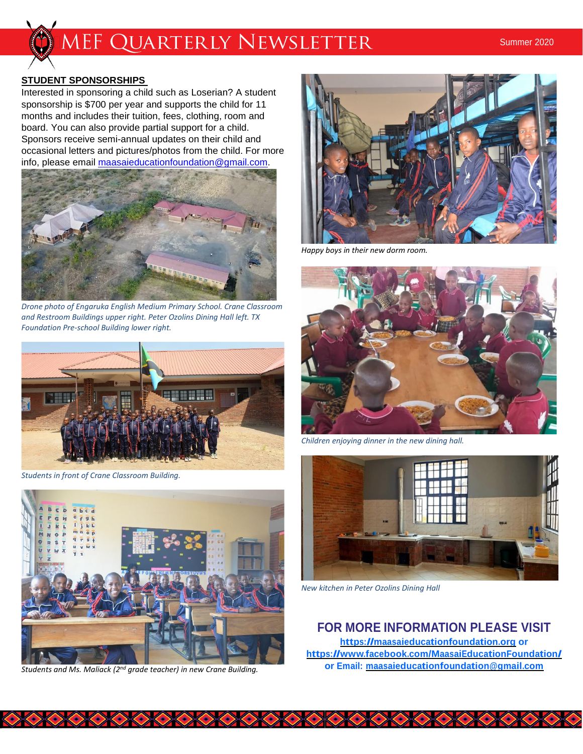# MEF Quarterly Newsletter

Summer 2020

**STUDENT SPONSORSHIPS**

Interested in sponsoring a child such as Loserian? A student sponsorship is $700 per year and supports the child for 11 months and includes their tuition, fees, clothing, room and board. You can also provide partial support for a child. Sponsors receive semi-annual updates on their child and occasional letters and pictures/photos from the child. For more info, please email maasaieducationfoundation@gmail.com.

*Drone photo of Engaruka English Medium Primary School. Crane Classroom and Restroom Buildings upper right. Peter Ozolins Dining Hall left. TX Foundation Pre-school Building lower right.*

*Students in front of Crane Classroom Building.*

*Students and Ms. Maliack (2nd grade teacher) in new Crane Building.*

*Happy boys in their new dorm room.*

*Children enjoying dinner in the new dining hall.*

*New kitchen in Peter Ozolins Dining Hall*

## FOR MORE INFORMATION PLEASE VISIT

**https://maasaieducationfoundation.org or**
**https://www.facebook.com/MaasaiEducationFoundation/**
**or Email: maasaieducationfoundation@gmail.com**